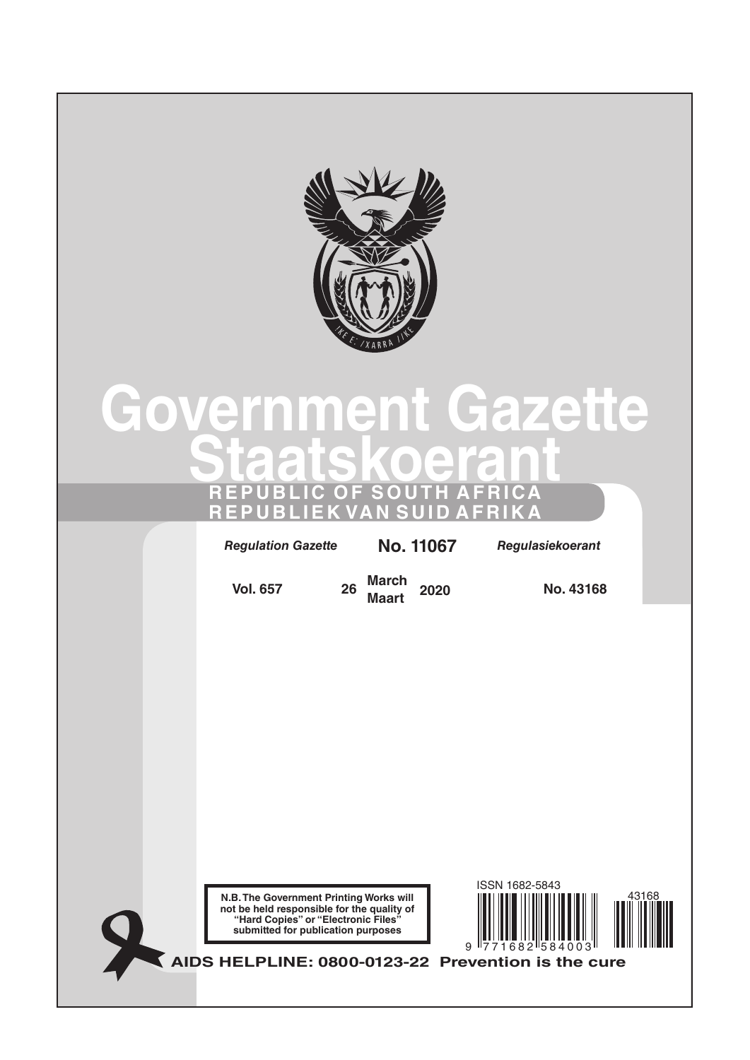# Government Gazette
# Staatskoerant

**REPUBLIC OF SOUTH AFRICA**
**REPUBLIEK VAN SUID AFRIKA**

| *Regulation Gazette* | **No. 11067** | *Regulasiekoerant* |
|---|---|---|
| **Vol. 657** | **26 March / Maart 2020** | **No. 43168** |

**N.B. The Government Printing Works will not be held responsible for the quality of "Hard Copies" or "Electronic Files" submitted for publication purposes**

ISSN 1682-5843

9 771682 584003

43168

**AIDS HELPLINE: 0800-0123-22 Prevention is the cure**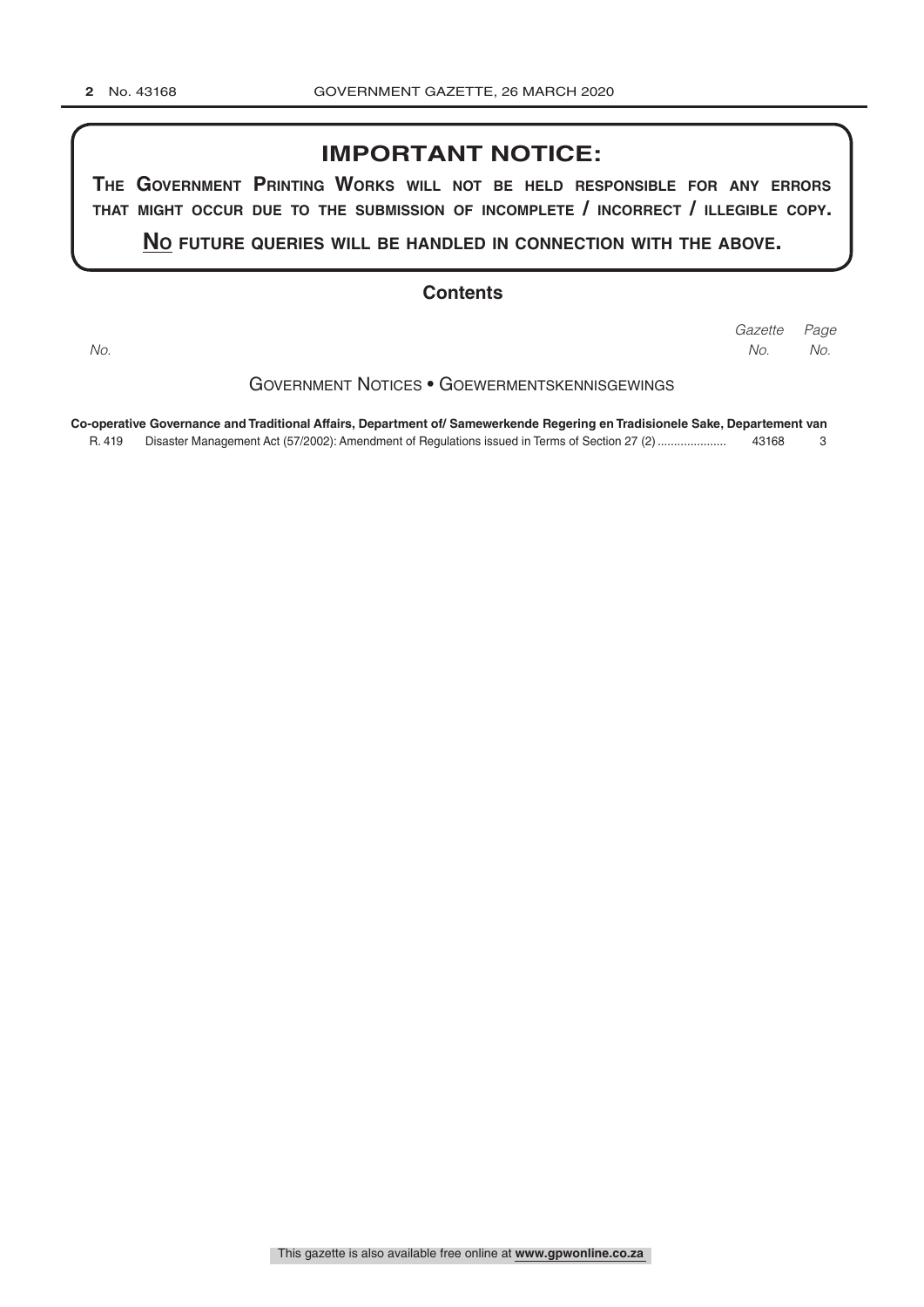## IMPORTANT NOTICE:

**THE GOVERNMENT PRINTING WORKS WILL NOT BE HELD RESPONSIBLE FOR ANY ERRORS THAT MIGHT OCCUR DUE TO THE SUBMISSION OF INCOMPLETE / INCORRECT / ILLEGIBLE COPY.**

**NO FUTURE QUERIES WILL BE HANDLED IN CONNECTION WITH THE ABOVE.**

## Contents

| *No.* | | *Gazette No.* | *Page No.* |
|---|---|---|---|

### GOVERNMENT NOTICES • GOEWERMENTSKENNISGEWINGS

**Co-operative Governance and Traditional Affairs, Department of/ Samewerkende Regering en Tradisionele Sake, Departement van**

| | | | |
|---|---|---|---|
| R. 419 | Disaster Management Act (57/2002): Amendment of Regulations issued in Terms of Section 27 (2) | 43168 | 3 |

This gazette is also available free online at **www.gpwonline.co.za**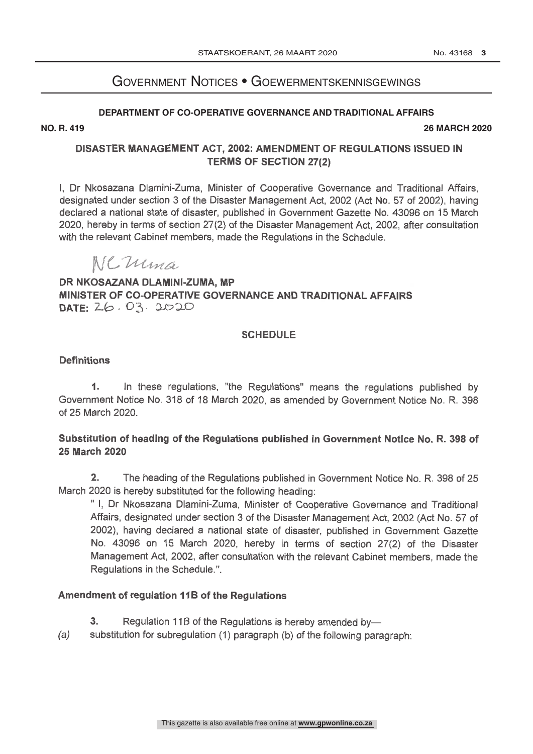# Government Notices • Goewermentskennisgewings

**DEPARTMENT OF CO-OPERATIVE GOVERNANCE AND TRADITIONAL AFFAIRS**

**NO. R. 419** **26 MARCH 2020**

## DISASTER MANAGEMENT ACT, 2002: AMENDMENT OF REGULATIONS ISSUED IN TERMS OF SECTION 27(2)

I, Dr Nkosazana Dlamini-Zuma, Minister of Cooperative Governance and Traditional Affairs, designated under section 3 of the Disaster Management Act, 2002 (Act No. 57 of 2002), having declared a national state of disaster, published in Government Gazette No. 43096 on 15 March 2020, hereby in terms of section 27(2) of the Disaster Management Act, 2002, after consultation with the relevant Cabinet members, made the Regulations in the Schedule.

NC Zuma

**DR NKOSAZANA DLAMINI-ZUMA, MP**
**MINISTER OF CO-OPERATIVE GOVERNANCE AND TRADITIONAL AFFAIRS**
**DATE:** 26.03.2020

**SCHEDULE**

**Definitions**

**1.** In these regulations, "the Regulations" means the regulations published by Government Notice No. 318 of 18 March 2020, as amended by Government Notice No. R. 398 of 25 March 2020.

**Substitution of heading of the Regulations published in Government Notice No. R. 398 of 25 March 2020**

**2.** The heading of the Regulations published in Government Notice No. R. 398 of 25 March 2020 is hereby substituted for the following heading:

" I, Dr Nkosazana Dlamini-Zuma, Minister of Cooperative Governance and Traditional Affairs, designated under section 3 of the Disaster Management Act, 2002 (Act No. 57 of 2002), having declared a national state of disaster, published in Government Gazette No. 43096 on 15 March 2020, hereby in terms of section 27(2) of the Disaster Management Act, 2002, after consultation with the relevant Cabinet members, made the Regulations in the Schedule.".

**Amendment of regulation 11B of the Regulations**

**3.** Regulation 11B of the Regulations is hereby amended by—

*(a)* substitution for subregulation (1) paragraph (b) of the following paragraph: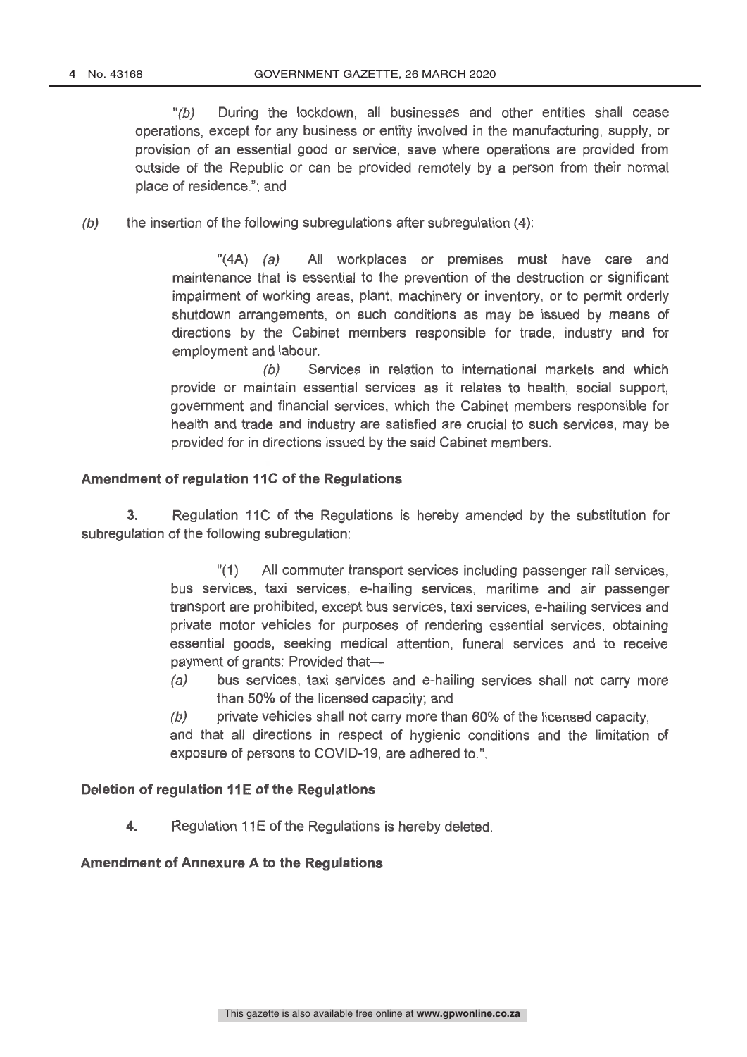"*(b)* During the lockdown, all businesses and other entities shall cease operations, except for any business or entity involved in the manufacturing, supply, or provision of an essential good or service, save where operations are provided from outside of the Republic or can be provided remotely by a person from their normal place of residence."; and

*(b)* the insertion of the following subregulations after subregulation (4):

"(4A) *(a)* All workplaces or premises must have care and maintenance that is essential to the prevention of the destruction or significant impairment of working areas, plant, machinery or inventory, or to permit orderly shutdown arrangements, on such conditions as may be issued by means of directions by the Cabinet members responsible for trade, industry and for employment and labour.

*(b)* Services in relation to international markets and which provide or maintain essential services as it relates to health, social support, government and financial services, which the Cabinet members responsible for health and trade and industry are satisfied are crucial to such services, may be provided for in directions issued by the said Cabinet members.

**Amendment of regulation 11C of the Regulations**

**3.** Regulation 11C of the Regulations is hereby amended by the substitution for subregulation of the following subregulation:

"(1) All commuter transport services including passenger rail services, bus services, taxi services, e-hailing services, maritime and air passenger transport are prohibited, except bus services, taxi services, e-hailing services and private motor vehicles for purposes of rendering essential services, obtaining essential goods, seeking medical attention, funeral services and to receive payment of grants: Provided that—

*(a)* bus services, taxi services and e-hailing services shall not carry more than 50% of the licensed capacity; and

*(b)* private vehicles shall not carry more than 60% of the licensed capacity,

and that all directions in respect of hygienic conditions and the limitation of exposure of persons to COVID-19, are adhered to.".

**Deletion of regulation 11E of the Regulations**

**4.** Regulation 11E of the Regulations is hereby deleted.

**Amendment of Annexure A to the Regulations**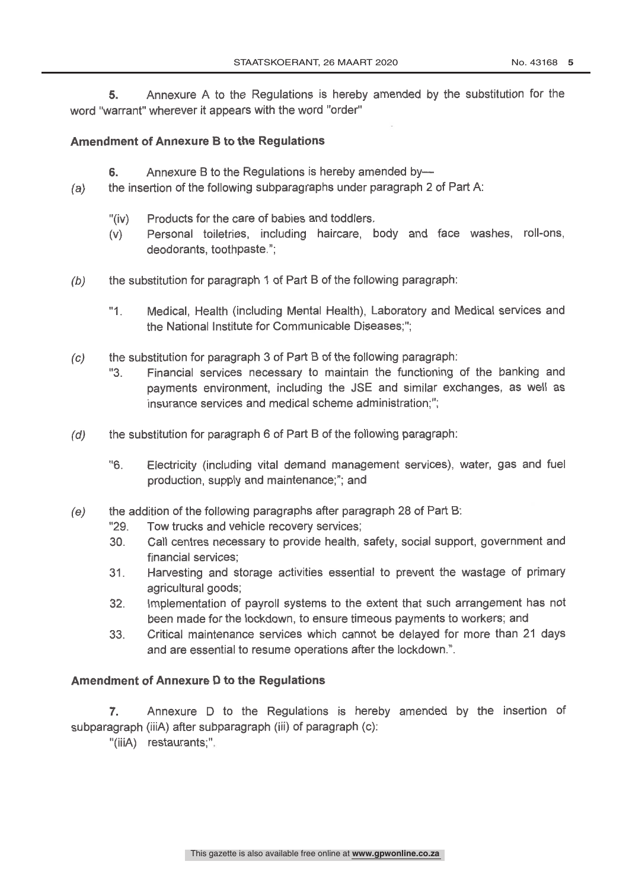5. Annexure A to the Regulations is hereby amended by the substitution for the word "warrant" wherever it appears with the word "order"

### Amendment of Annexure B to the Regulations

6. Annexure B to the Regulations is hereby amended by—

*(a)* the insertion of the following subparagraphs under paragraph 2 of Part A:

"(iv) Products for the care of babies and toddlers.

(v) Personal toiletries, including haircare, body and face washes, roll-ons, deodorants, toothpaste.";

*(b)* the substitution for paragraph 1 of Part B of the following paragraph:

"1. Medical, Health (including Mental Health), Laboratory and Medical services and the National Institute for Communicable Diseases;";

*(c)* the substitution for paragraph 3 of Part B of the following paragraph:

"3. Financial services necessary to maintain the functioning of the banking and payments environment, including the JSE and similar exchanges, as well as insurance services and medical scheme administration;";

*(d)* the substitution for paragraph 6 of Part B of the following paragraph:

"6. Electricity (including vital demand management services), water, gas and fuel production, supply and maintenance;"; and

*(e)* the addition of the following paragraphs after paragraph 28 of Part B:

"29. Tow trucks and vehicle recovery services;

30. Call centres necessary to provide health, safety, social support, government and financial services;

31. Harvesting and storage activities essential to prevent the wastage of primary agricultural goods;

32. Implementation of payroll systems to the extent that such arrangement has not been made for the lockdown, to ensure timeous payments to workers; and

33. Critical maintenance services which cannot be delayed for more than 21 days and are essential to resume operations after the lockdown.".

### Amendment of Annexure D to the Regulations

7. Annexure D to the Regulations is hereby amended by the insertion of subparagraph (iiiA) after subparagraph (iii) of paragraph (c):

"(iiiA) restaurants;".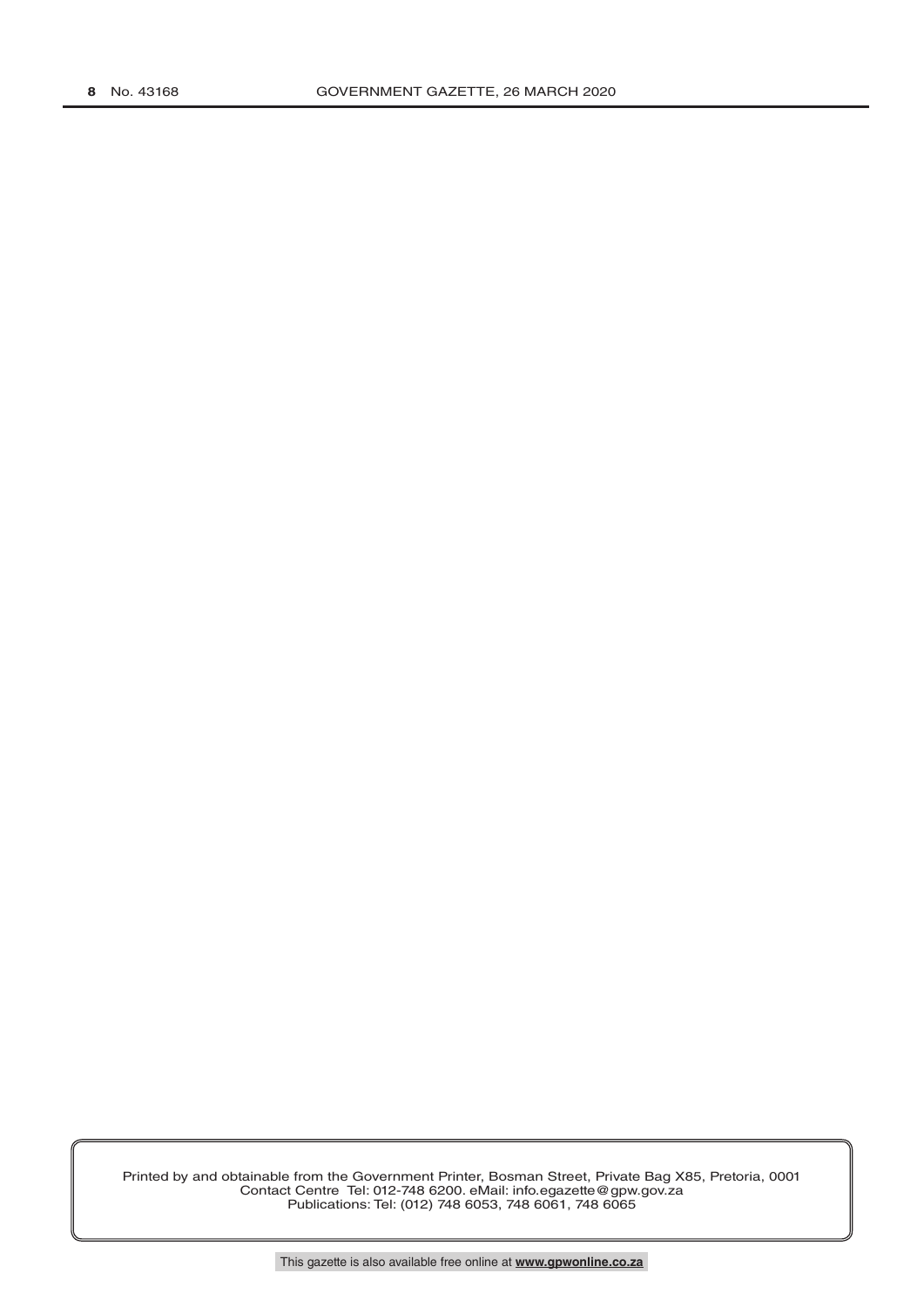Printed by and obtainable from the Government Printer, Bosman Street, Private Bag X85, Pretoria, 0001
Contact Centre Tel: 012-748 6200. eMail: info.egazette@gpw.gov.za
Publications: Tel: (012) 748 6053, 748 6061, 748 6065